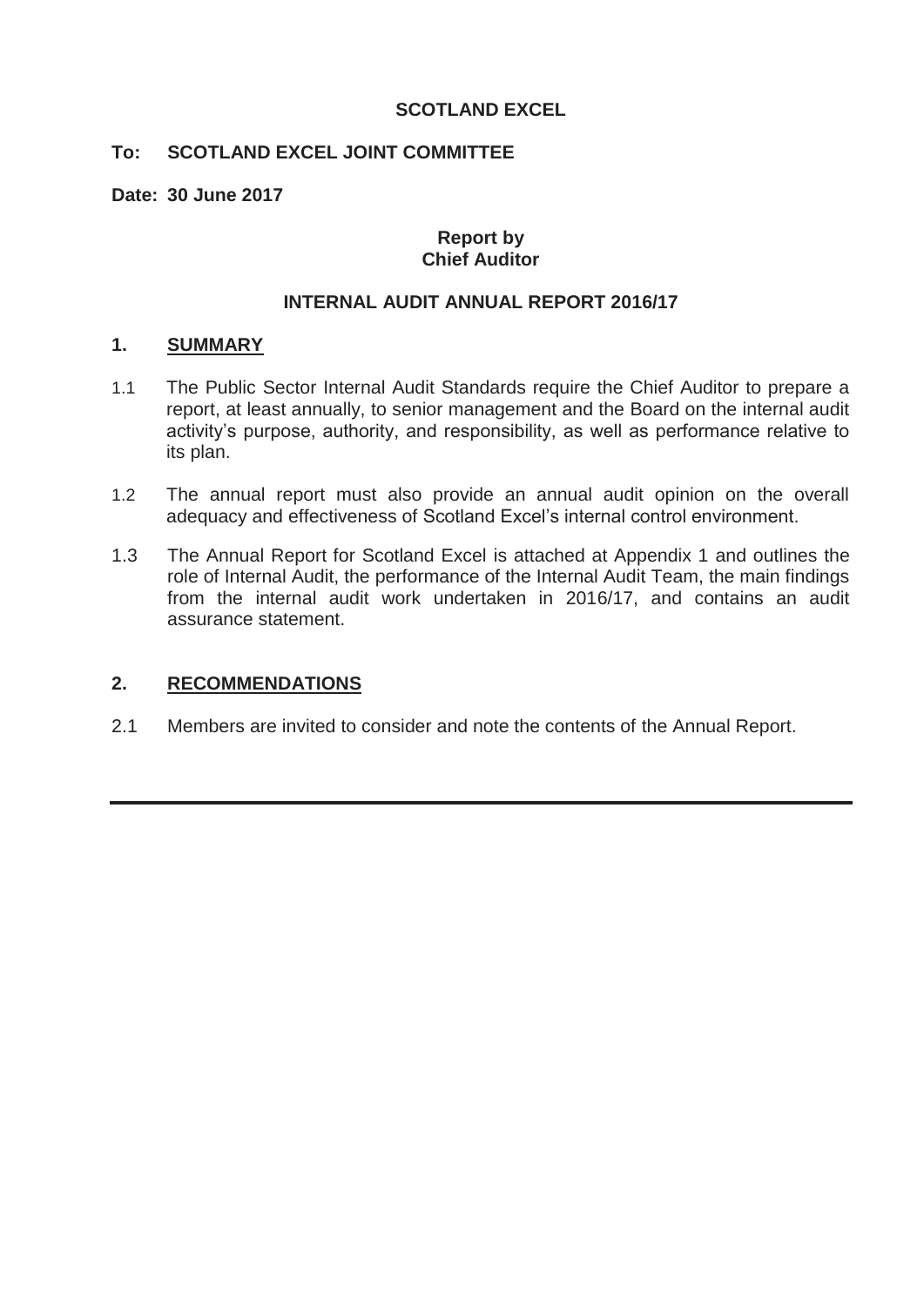**SCOTLAND EXCEL**

**To: SCOTLAND EXCEL JOINT COMMITTEE**

**Date: 30 June 2017**

**Report by**
**Chief Auditor**

**INTERNAL AUDIT ANNUAL REPORT 2016/17**

## 1. SUMMARY

1.1 The Public Sector Internal Audit Standards require the Chief Auditor to prepare a report, at least annually, to senior management and the Board on the internal audit activity's purpose, authority, and responsibility, as well as performance relative to its plan.

1.2 The annual report must also provide an annual audit opinion on the overall adequacy and effectiveness of Scotland Excel's internal control environment.

1.3 The Annual Report for Scotland Excel is attached at Appendix 1 and outlines the role of Internal Audit, the performance of the Internal Audit Team, the main findings from the internal audit work undertaken in 2016/17, and contains an audit assurance statement.

## 2. RECOMMENDATIONS

2.1 Members are invited to consider and note the contents of the Annual Report.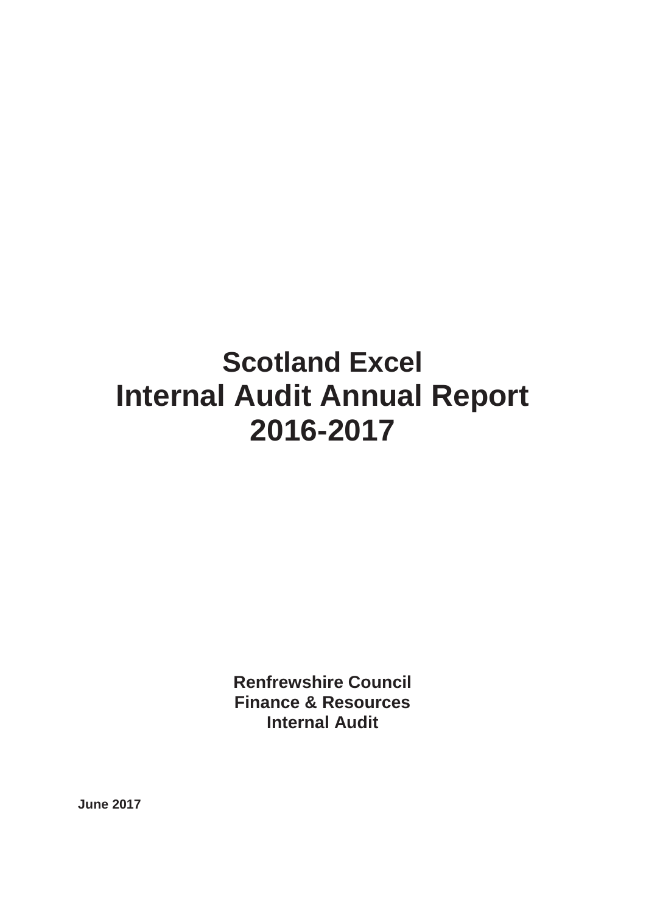# Scotland Excel
# Internal Audit Annual Report
# 2016-2017

**Renfrewshire Council**
**Finance & Resources**
**Internal Audit**

**June 2017**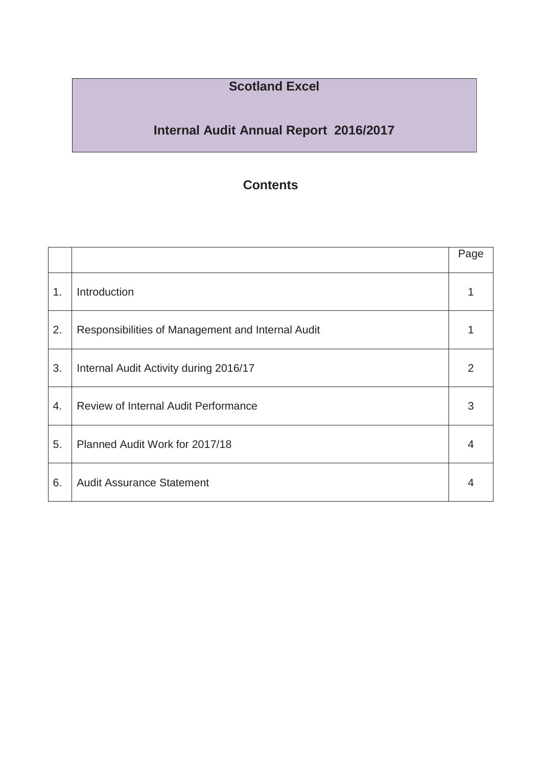# Scotland Excel

# Internal Audit Annual Report 2016/2017

## Contents

| | | Page |
|---|---|---|
| 1. | Introduction | 1 |
| 2. | Responsibilities of Management and Internal Audit | 1 |
| 3. | Internal Audit Activity during 2016/17 | 2 |
| 4. | Review of Internal Audit Performance | 3 |
| 5. | Planned Audit Work for 2017/18 | 4 |
| 6. | Audit Assurance Statement | 4 |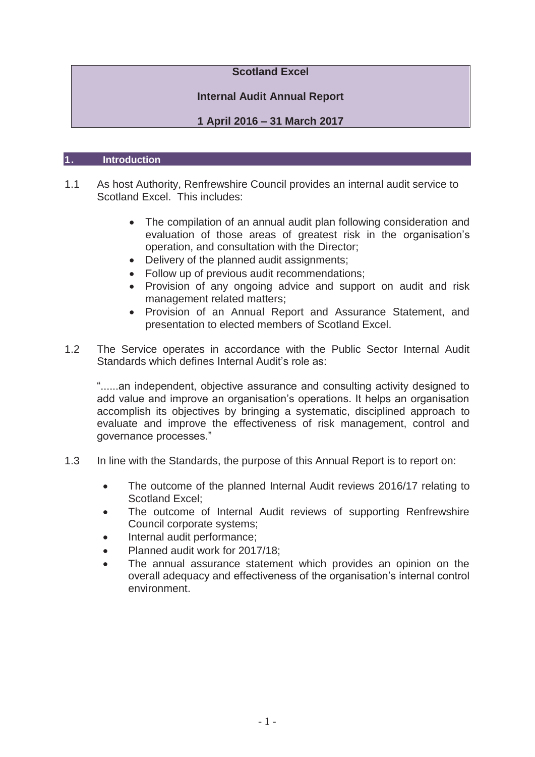**Scotland Excel**

**Internal Audit Annual Report**

**1 April 2016 – 31 March 2017**

## 1. Introduction

1.1 As host Authority, Renfrewshire Council provides an internal audit service to Scotland Excel. This includes:

- The compilation of an annual audit plan following consideration and evaluation of those areas of greatest risk in the organisation's operation, and consultation with the Director;
- Delivery of the planned audit assignments;
- Follow up of previous audit recommendations;
- Provision of any ongoing advice and support on audit and risk management related matters;
- Provision of an Annual Report and Assurance Statement, and presentation to elected members of Scotland Excel.

1.2 The Service operates in accordance with the Public Sector Internal Audit Standards which defines Internal Audit's role as:

"......an independent, objective assurance and consulting activity designed to add value and improve an organisation's operations. It helps an organisation accomplish its objectives by bringing a systematic, disciplined approach to evaluate and improve the effectiveness of risk management, control and governance processes."

1.3 In line with the Standards, the purpose of this Annual Report is to report on:

- The outcome of the planned Internal Audit reviews 2016/17 relating to Scotland Excel;
- The outcome of Internal Audit reviews of supporting Renfrewshire Council corporate systems;
- Internal audit performance;
- Planned audit work for 2017/18;
- The annual assurance statement which provides an opinion on the overall adequacy and effectiveness of the organisation's internal control environment.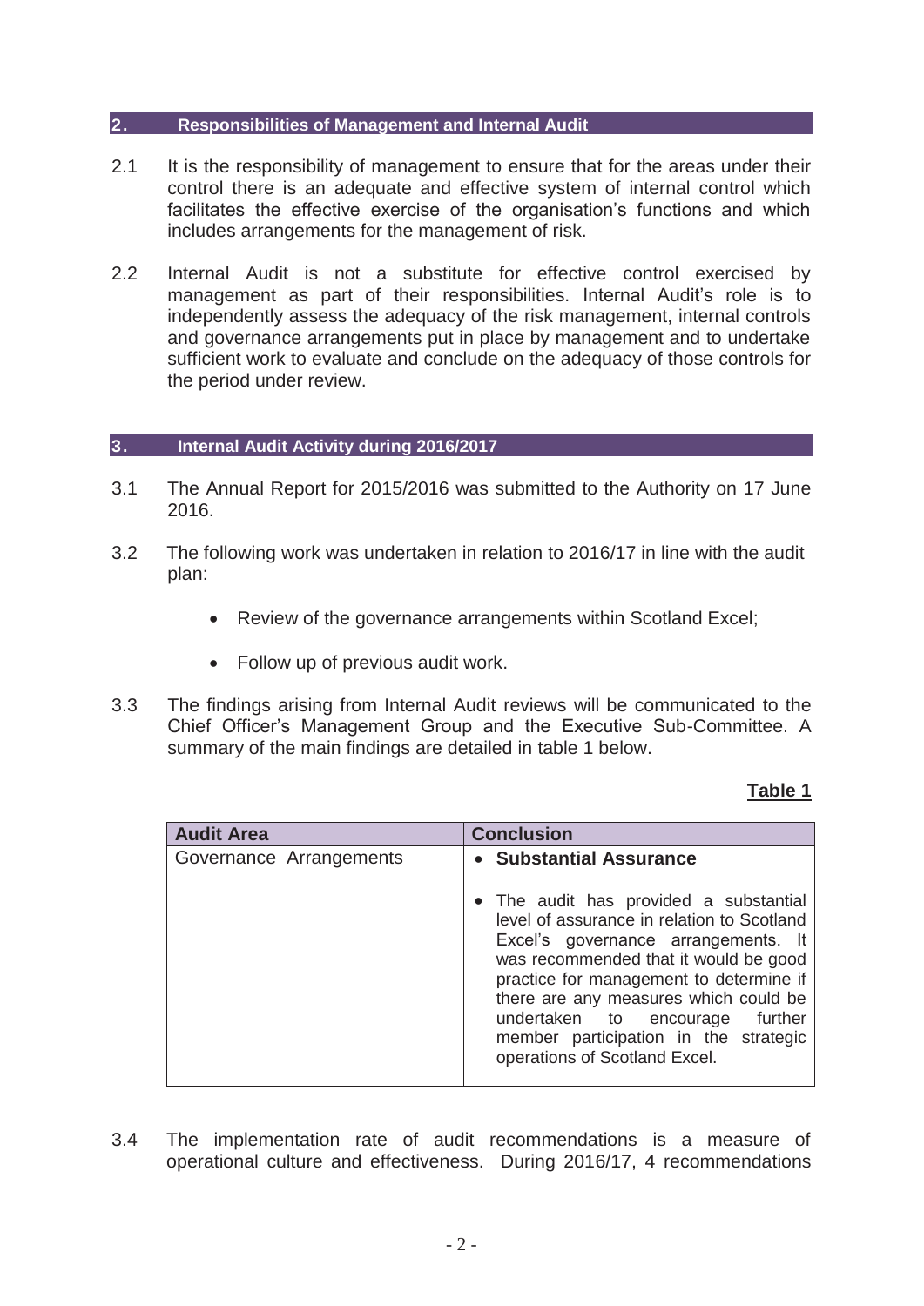## 2. Responsibilities of Management and Internal Audit

2.1 It is the responsibility of management to ensure that for the areas under their control there is an adequate and effective system of internal control which facilitates the effective exercise of the organisation's functions and which includes arrangements for the management of risk.

2.2 Internal Audit is not a substitute for effective control exercised by management as part of their responsibilities. Internal Audit's role is to independently assess the adequacy of the risk management, internal controls and governance arrangements put in place by management and to undertake sufficient work to evaluate and conclude on the adequacy of those controls for the period under review.

## 3. Internal Audit Activity during 2016/2017

3.1 The Annual Report for 2015/2016 was submitted to the Authority on 17 June 2016.

3.2 The following work was undertaken in relation to 2016/17 in line with the audit plan:

- Review of the governance arrangements within Scotland Excel;
- Follow up of previous audit work.

3.3 The findings arising from Internal Audit reviews will be communicated to the Chief Officer's Management Group and the Executive Sub-Committee. A summary of the main findings are detailed in table 1 below.

**Table 1**

| Audit Area | Conclusion |
| --- | --- |
| Governance Arrangements | • **Substantial Assurance**<br>• The audit has provided a substantial level of assurance in relation to Scotland Excel's governance arrangements. It was recommended that it would be good practice for management to determine if there are any measures which could be undertaken to encourage further member participation in the strategic operations of Scotland Excel. |

3.4 The implementation rate of audit recommendations is a measure of operational culture and effectiveness. During 2016/17, 4 recommendations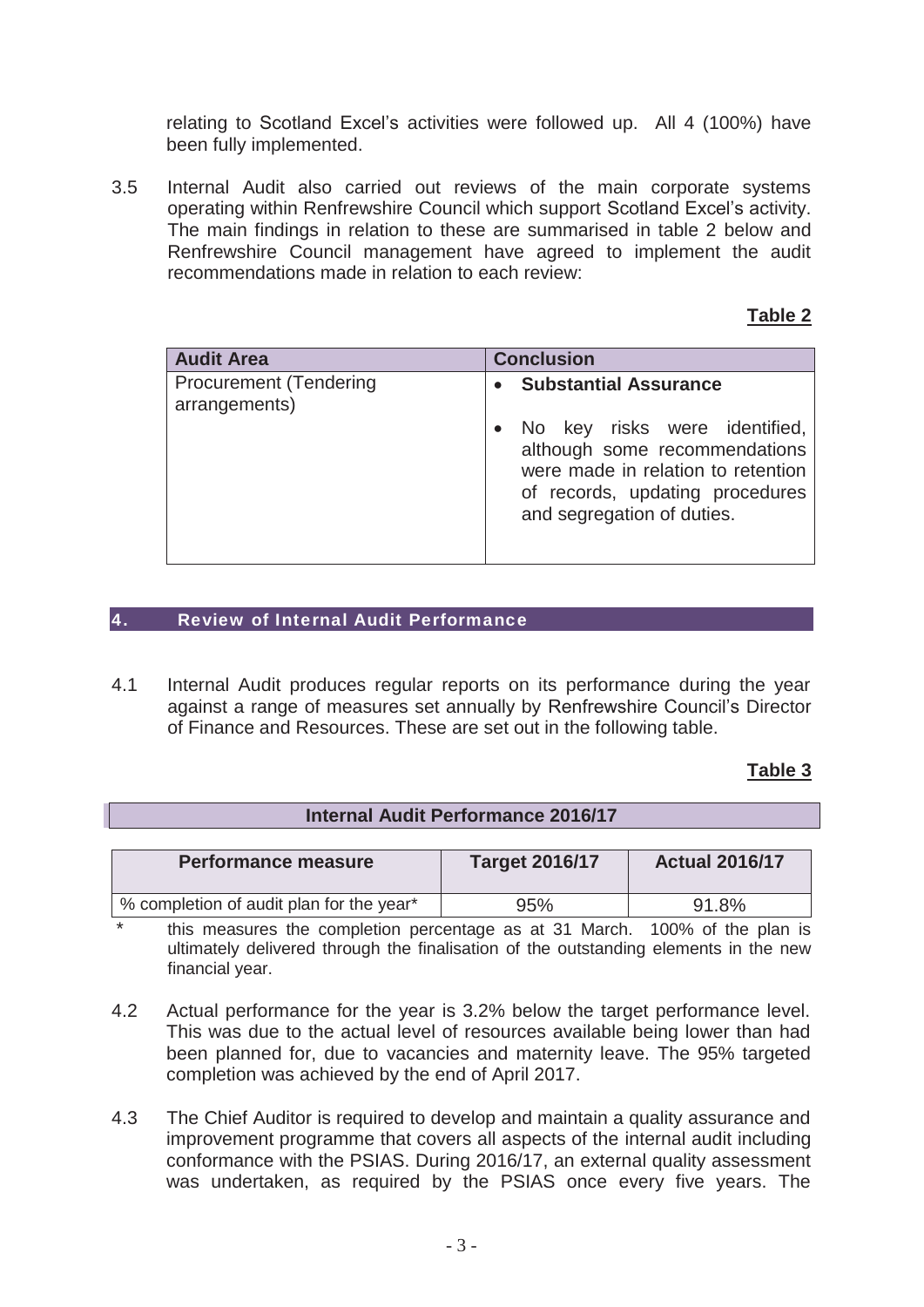relating to Scotland Excel's activities were followed up. All 4 (100%) have been fully implemented.

3.5 Internal Audit also carried out reviews of the main corporate systems operating within Renfrewshire Council which support Scotland Excel's activity. The main findings in relation to these are summarised in table 2 below and Renfrewshire Council management have agreed to implement the audit recommendations made in relation to each review:

**Table 2**

| Audit Area | Conclusion |
|---|---|
| Procurement (Tendering arrangements) | • **Substantial Assurance**<br>• No key risks were identified, although some recommendations were made in relation to retention of records, updating procedures and segregation of duties. |

## 4. Review of Internal Audit Performance

4.1 Internal Audit produces regular reports on its performance during the year against a range of measures set annually by Renfrewshire Council's Director of Finance and Resources. These are set out in the following table.

**Table 3**

**Internal Audit Performance 2016/17**

| Performance measure | Target 2016/17 | Actual 2016/17 |
|---|---|---|
| % completion of audit plan for the year* | 95% | 91.8% |

\* this measures the completion percentage as at 31 March. 100% of the plan is ultimately delivered through the finalisation of the outstanding elements in the new financial year.

4.2 Actual performance for the year is 3.2% below the target performance level. This was due to the actual level of resources available being lower than had been planned for, due to vacancies and maternity leave. The 95% targeted completion was achieved by the end of April 2017.

4.3 The Chief Auditor is required to develop and maintain a quality assurance and improvement programme that covers all aspects of the internal audit including conformance with the PSIAS. During 2016/17, an external quality assessment was undertaken, as required by the PSIAS once every five years. The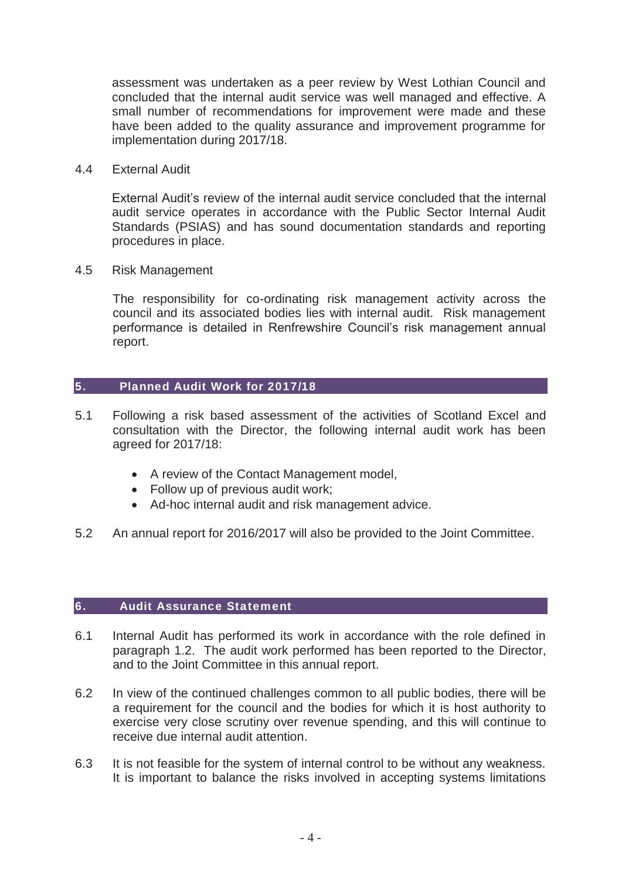assessment was undertaken as a peer review by West Lothian Council and concluded that the internal audit service was well managed and effective. A small number of recommendations for improvement were made and these have been added to the quality assurance and improvement programme for implementation during 2017/18.

4.4 External Audit

External Audit's review of the internal audit service concluded that the internal audit service operates in accordance with the Public Sector Internal Audit Standards (PSIAS) and has sound documentation standards and reporting procedures in place.

4.5 Risk Management

The responsibility for co-ordinating risk management activity across the council and its associated bodies lies with internal audit. Risk management performance is detailed in Renfrewshire Council's risk management annual report.

## 5. Planned Audit Work for 2017/18

5.1 Following a risk based assessment of the activities of Scotland Excel and consultation with the Director, the following internal audit work has been agreed for 2017/18:

- A review of the Contact Management model,
- Follow up of previous audit work;
- Ad-hoc internal audit and risk management advice.

5.2 An annual report for 2016/2017 will also be provided to the Joint Committee.

## 6. Audit Assurance Statement

6.1 Internal Audit has performed its work in accordance with the role defined in paragraph 1.2. The audit work performed has been reported to the Director, and to the Joint Committee in this annual report.

6.2 In view of the continued challenges common to all public bodies, there will be a requirement for the council and the bodies for which it is host authority to exercise very close scrutiny over revenue spending, and this will continue to receive due internal audit attention.

6.3 It is not feasible for the system of internal control to be without any weakness. It is important to balance the risks involved in accepting systems limitations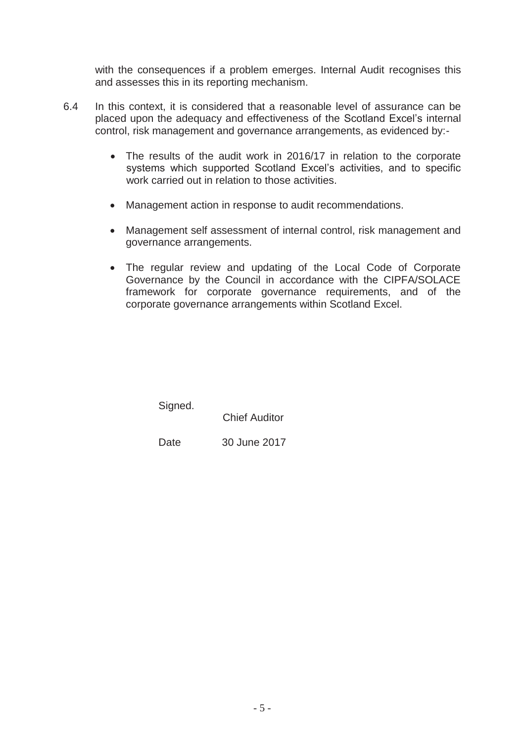with the consequences if a problem emerges. Internal Audit recognises this and assesses this in its reporting mechanism.

6.4 In this context, it is considered that a reasonable level of assurance can be placed upon the adequacy and effectiveness of the Scotland Excel's internal control, risk management and governance arrangements, as evidenced by:-

- The results of the audit work in 2016/17 in relation to the corporate systems which supported Scotland Excel's activities, and to specific work carried out in relation to those activities.
- Management action in response to audit recommendations.
- Management self assessment of internal control, risk management and governance arrangements.
- The regular review and updating of the Local Code of Corporate Governance by the Council in accordance with the CIPFA/SOLACE framework for corporate governance requirements, and of the corporate governance arrangements within Scotland Excel.

Signed.

Chief Auditor

Date 30 June 2017